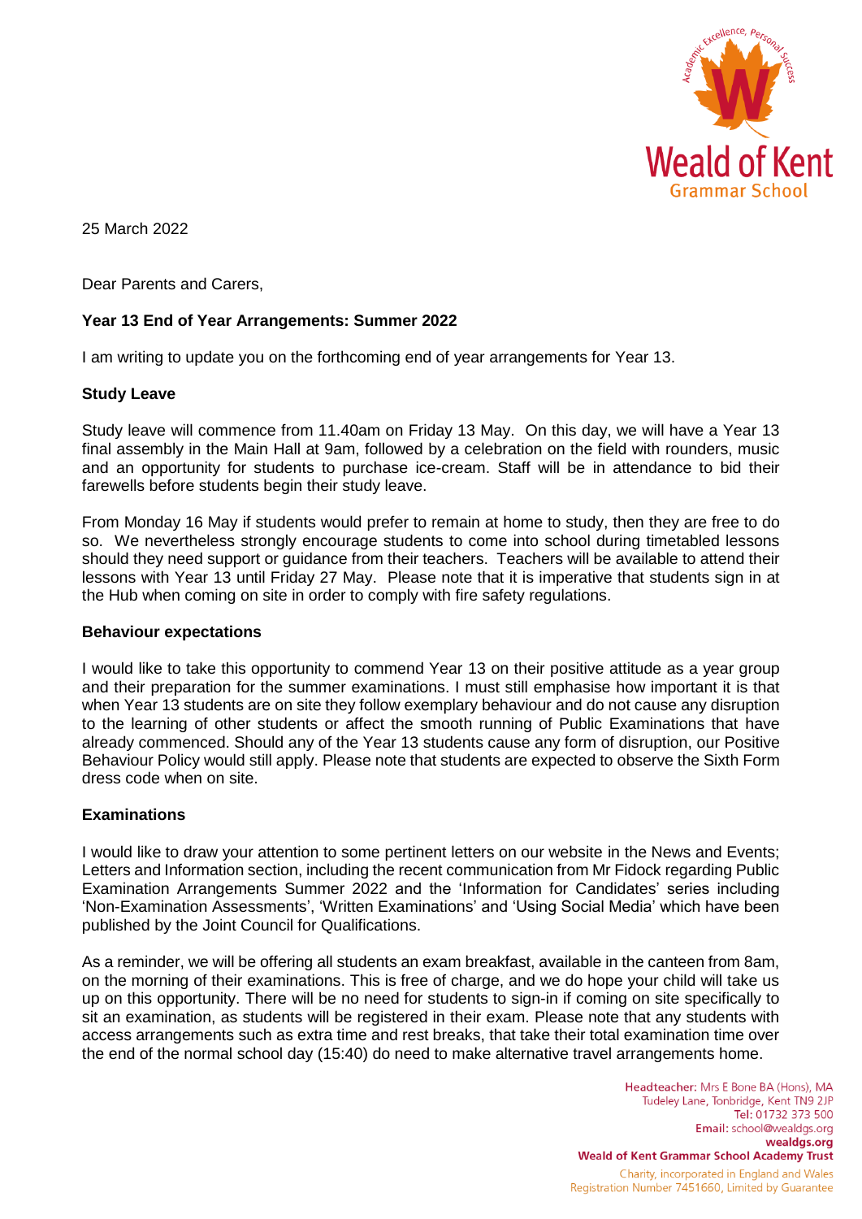Weald of Kent Grammar School

25 March 2022

Dear Parents and Carers,

**Year 13 End of Year Arrangements: Summer 2022**

I am writing to update you on the forthcoming end of year arrangements for Year 13.

**Study Leave**

Study leave will commence from 11.40am on Friday 13 May. On this day, we will have a Year 13 final assembly in the Main Hall at 9am, followed by a celebration on the field with rounders, music and an opportunity for students to purchase ice-cream. Staff will be in attendance to bid their farewells before students begin their study leave.

From Monday 16 May if students would prefer to remain at home to study, then they are free to do so. We nevertheless strongly encourage students to come into school during timetabled lessons should they need support or guidance from their teachers. Teachers will be available to attend their lessons with Year 13 until Friday 27 May. Please note that it is imperative that students sign in at the Hub when coming on site in order to comply with fire safety regulations.

**Behaviour expectations**

I would like to take this opportunity to commend Year 13 on their positive attitude as a year group and their preparation for the summer examinations. I must still emphasise how important it is that when Year 13 students are on site they follow exemplary behaviour and do not cause any disruption to the learning of other students or affect the smooth running of Public Examinations that have already commenced. Should any of the Year 13 students cause any form of disruption, our Positive Behaviour Policy would still apply. Please note that students are expected to observe the Sixth Form dress code when on site.

**Examinations**

I would like to draw your attention to some pertinent letters on our website in the News and Events; Letters and Information section, including the recent communication from Mr Fidock regarding Public Examination Arrangements Summer 2022 and the 'Information for Candidates' series including 'Non-Examination Assessments', 'Written Examinations' and 'Using Social Media' which have been published by the Joint Council for Qualifications.

As a reminder, we will be offering all students an exam breakfast, available in the canteen from 8am, on the morning of their examinations. This is free of charge, and we do hope your child will take us up on this opportunity. There will be no need for students to sign-in if coming on site specifically to sit an examination, as students will be registered in their exam. Please note that any students with access arrangements such as extra time and rest breaks, that take their total examination time over the end of the normal school day (15:40) do need to make alternative travel arrangements home.

Headteacher: Mrs E Bone BA (Hons), MA
Tudeley Lane, Tonbridge, Kent TN9 2JP
Tel: 01732 373 500
Email: school@wealdgs.org
wealdgs.org
Weald of Kent Grammar School Academy Trust
Charity, incorporated in England and Wales
Registration Number 7451660, Limited by Guarantee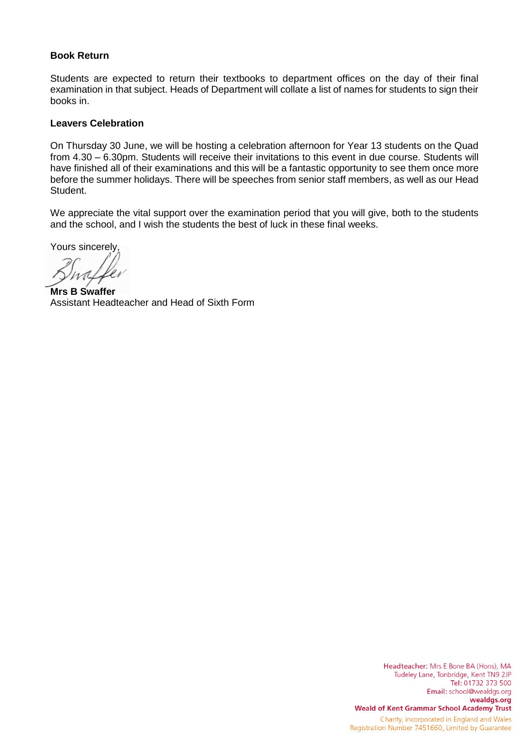**Book Return**

Students are expected to return their textbooks to department offices on the day of their final examination in that subject. Heads of Department will collate a list of names for students to sign their books in.

**Leavers Celebration**

On Thursday 30 June, we will be hosting a celebration afternoon for Year 13 students on the Quad from 4.30 – 6.30pm. Students will receive their invitations to this event in due course. Students will have finished all of their examinations and this will be a fantastic opportunity to see them once more before the summer holidays. There will be speeches from senior staff members, as well as our Head Student.

We appreciate the vital support over the examination period that you will give, both to the students and the school, and I wish the students the best of luck in these final weeks.

Yours sincerely,

**Mrs B Swaffer**
Assistant Headteacher and Head of Sixth Form

Headteacher: Mrs E Bone BA (Hons), MA
Tudeley Lane, Tonbridge, Kent TN9 2JP
Tel: 01732 373 500
Email: school@wealdgs.org
**wealdgs.org**
**Weald of Kent Grammar School Academy Trust**
Charity, incorporated in England and Wales
Registration Number 7451660, Limited by Guarantee